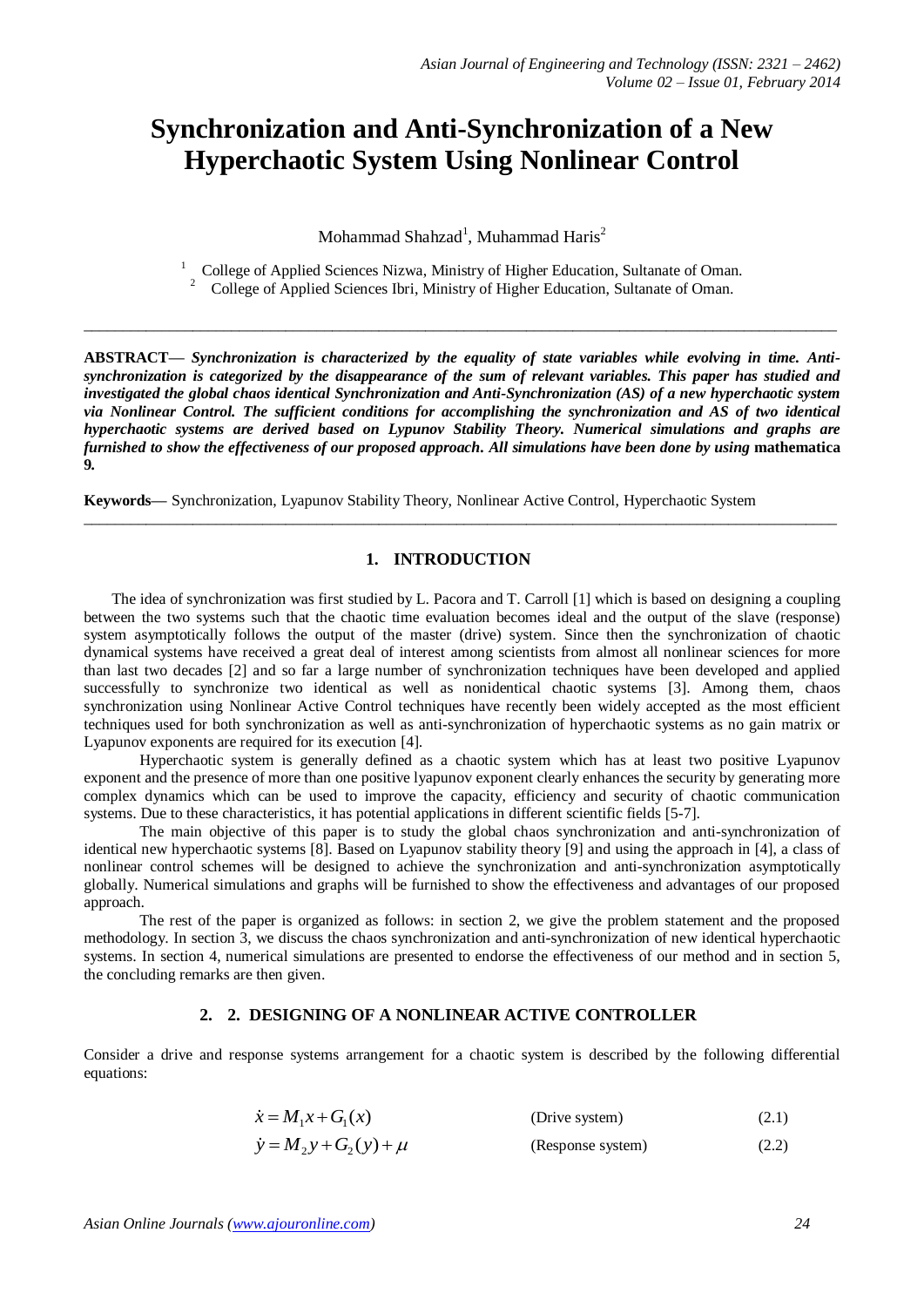# Synchronization and Anti-Synchronization of a New Hyperchaotic System Using Nonlinear Control

Mohammad Shahzad[1], Muhammad Haris[2]

[1] College of Applied Sciences Nizwa, Ministry of Higher Education, Sultanate of Oman.
[2] College of Applied Sciences Ibri, Ministry of Higher Education, Sultanate of Oman.

---

**ABSTRACT—** ***Synchronization is characterized by the equality of state variables while evolving in time. Anti-synchronization is categorized by the disappearance of the sum of relevant variables. This paper has studied and investigated the global chaos identical Synchronization and Anti-Synchronization (AS) of a new hyperchaotic system via Nonlinear Control. The sufficient conditions for accomplishing the synchronization and AS of two identical hyperchaotic systems are derived based on Lypunov Stability Theory. Numerical simulations and graphs are furnished to show the effectiveness of our proposed approach. All simulations have been done by using*** **mathematica 9.**

**Keywords—** Synchronization, Lyapunov Stability Theory, Nonlinear Active Control, Hyperchaotic System

---

## 1. INTRODUCTION

The idea of synchronization was first studied by L. Pacora and T. Carroll [1] which is based on designing a coupling between the two systems such that the chaotic time evaluation becomes ideal and the output of the slave (response) system asymptotically follows the output of the master (drive) system. Since then the synchronization of chaotic dynamical systems have received a great deal of interest among scientists from almost all nonlinear sciences for more than last two decades [2] and so far a large number of synchronization techniques have been developed and applied successfully to synchronize two identical as well as nonidentical chaotic systems [3]. Among them, chaos synchronization using Nonlinear Active Control techniques have recently been widely accepted as the most efficient techniques used for both synchronization as well as anti-synchronization of hyperchaotic systems as no gain matrix or Lyapunov exponents are required for its execution [4].

Hyperchaotic system is generally defined as a chaotic system which has at least two positive Lyapunov exponent and the presence of more than one positive lyapunov exponent clearly enhances the security by generating more complex dynamics which can be used to improve the capacity, efficiency and security of chaotic communication systems. Due to these characteristics, it has potential applications in different scientific fields [5-7].

The main objective of this paper is to study the global chaos synchronization and anti-synchronization of identical new hyperchaotic systems [8]. Based on Lyapunov stability theory [9] and using the approach in [4], a class of nonlinear control schemes will be designed to achieve the synchronization and anti-synchronization asymptotically globally. Numerical simulations and graphs will be furnished to show the effectiveness and advantages of our proposed approach.

The rest of the paper is organized as follows: in section 2, we give the problem statement and the proposed methodology. In section 3, we discuss the chaos synchronization and anti-synchronization of new identical hyperchaotic systems. In section 4, numerical simulations are presented to endorse the effectiveness of our method and in section 5, the concluding remarks are then given.

## 2. 2. DESIGNING OF A NONLINEAR ACTIVE CONTROLLER

Consider a drive and response systems arrangement for a chaotic system is described by the following differential equations:

$$\dot{x} = M_1 x + G_1(x) \qquad \text{(Drive system)} \qquad (2.1)$$

$$\dot{y} = M_2 y + G_2(y) + \mu \qquad \text{(Response system)} \qquad (2.2)$$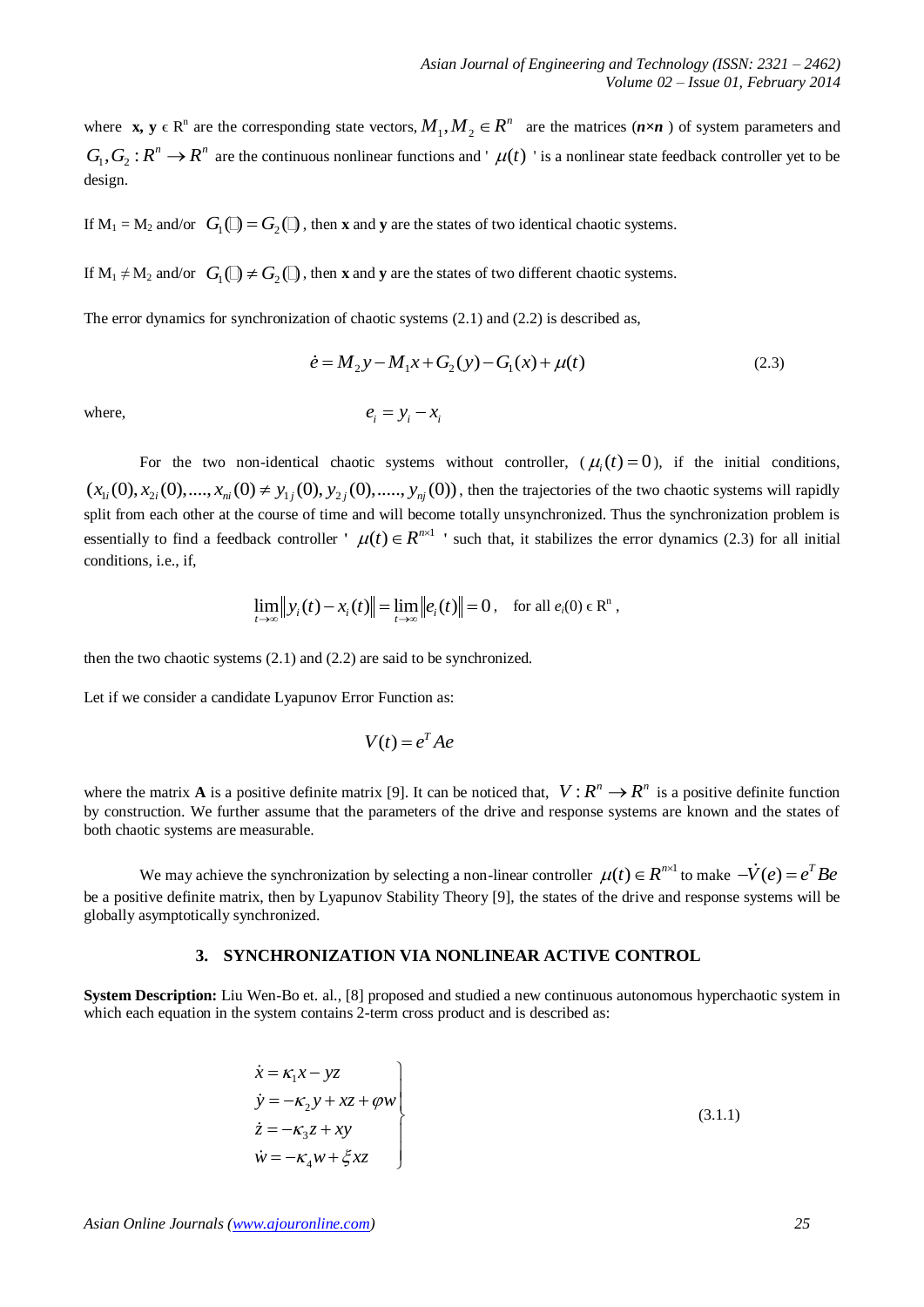where **x, y** $\epsilon$ $R^n$ are the corresponding state vectors, $M_1, M_2 \in R^n$ are the matrices (***n×n*** ) of system parameters and $G_1, G_2 : R^n \rightarrow R^n$ are the continuous nonlinear functions and ' $\mu(t)$ ' is a nonlinear state feedback controller yet to be design.

If $M_1 = M_2$ and/or $G_1(\square) = G_2(\square)$, then **x** and **y** are the states of two identical chaotic systems.

If $M_1 \neq M_2$ and/or $G_1(\square) \neq G_2(\square)$, then **x** and **y** are the states of two different chaotic systems.

The error dynamics for synchronization of chaotic systems (2.1) and (2.2) is described as,

$$\dot{e} = M_2 y - M_1 x + G_2(y) - G_1(x) + \mu(t) \tag{2.3}$$

where, $$e_i = y_i - x_i$$

For the two non-identical chaotic systems without controller, ( $\mu_i(t) = 0$ ), if the initial conditions, $(x_{1i}(0), x_{2i}(0), ...., x_{ni}(0) \neq y_{1j}(0), y_{2j}(0), ....., y_{nj}(0))$, then the trajectories of the two chaotic systems will rapidly split from each other at the course of time and will become totally unsynchronized. Thus the synchronization problem is essentially to find a feedback controller ' $\mu(t) \in R^{n \times 1}$ ' such that, it stabilizes the error dynamics (2.3) for all initial conditions, i.e., if,

$$\lim_{t \to \infty} \| y_i(t) - x_i(t) \| = \lim_{t \to \infty} \| e_i(t) \| = 0, \quad \text{for all } e_i(0) \in R^n,$$

then the two chaotic systems (2.1) and (2.2) are said to be synchronized.

Let if we consider a candidate Lyapunov Error Function as:

$$V(t) = e^T A e$$

where the matrix **A** is a positive definite matrix [9]. It can be noticed that, $V : R^n \rightarrow R^n$ is a positive definite function by construction. We further assume that the parameters of the drive and response systems are known and the states of both chaotic systems are measurable.

We may achieve the synchronization by selecting a non-linear controller $\mu(t) \in R^{n \times 1}$ to make $-\dot{V}(e) = e^T B e$ be a positive definite matrix, then by Lyapunov Stability Theory [9], the states of the drive and response systems will be globally asymptotically synchronized.

## 3. SYNCHRONIZATION VIA NONLINEAR ACTIVE CONTROL

**System Description:** Liu Wen-Bo et. al., [8] proposed and studied a new continuous autonomous hyperchaotic system in which each equation in the system contains 2-term cross product and is described as:

$$\left.\begin{aligned} \dot{x} &= \kappa_1 x - yz \\ \dot{y} &= -\kappa_2 y + xz + \varphi w \\ \dot{z} &= -\kappa_3 z + xy \\ \dot{w} &= -\kappa_4 w + \xi xz \end{aligned}\right\} \tag{3.1.1}$$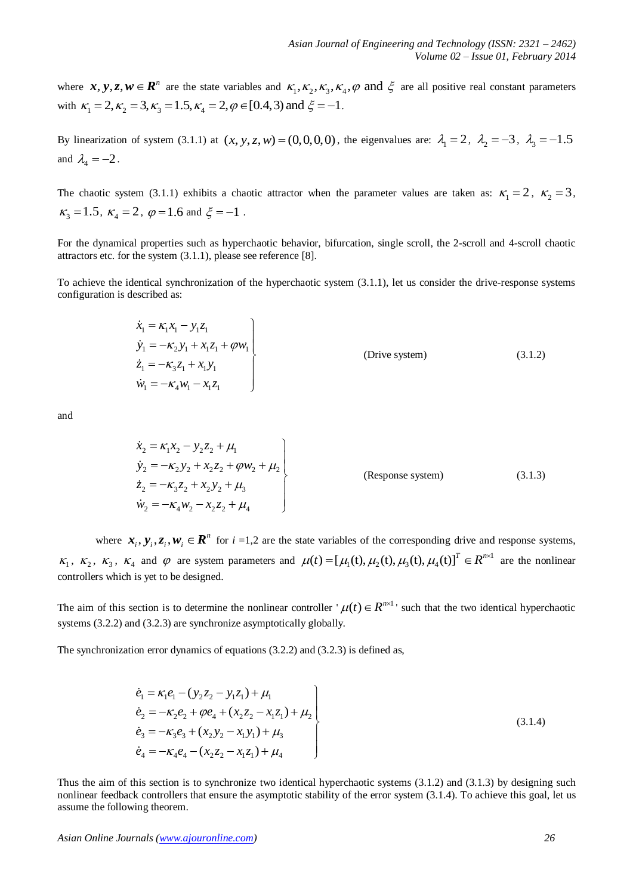where $\boldsymbol{x}, \boldsymbol{y}, \boldsymbol{z}, \boldsymbol{w} \in \boldsymbol{R}^n$ are the state variables and $\kappa_1, \kappa_2, \kappa_3, \kappa_4, \varphi$ and $\xi$ are all positive real constant parameters with $\kappa_1 = 2, \kappa_2 = 3, \kappa_3 = 1.5, \kappa_4 = 2, \varphi \in [0.4, 3)$ and $\xi = -1$.

By linearization of system (3.1.1) at $(x, y, z, w) = (0,0,0,0)$, the eigenvalues are: $\lambda_1 = 2$, $\lambda_2 = -3$, $\lambda_3 = -1.5$ and $\lambda_4 = -2$.

The chaotic system (3.1.1) exhibits a chaotic attractor when the parameter values are taken as: $\kappa_1 = 2$, $\kappa_2 = 3$, $\kappa_3 = 1.5$, $\kappa_4 = 2$, $\varphi = 1.6$ and $\xi = -1$.

For the dynamical properties such as hyperchaotic behavior, bifurcation, single scroll, the 2-scroll and 4-scroll chaotic attractors etc. for the system (3.1.1), please see reference [8].

To achieve the identical synchronization of the hyperchaotic system (3.1.1), let us consider the drive-response systems configuration is described as:

$$\left.\begin{aligned}
\dot{x}_1 &= \kappa_1 x_1 - y_1 z_1 \\
\dot{y}_1 &= -\kappa_2 y_1 + x_1 z_1 + \varphi w_1 \\
\dot{z}_1 &= -\kappa_3 z_1 + x_1 y_1 \\
\dot{w}_1 &= -\kappa_4 w_1 - x_1 z_1
\end{aligned}\right\} \qquad \text{(Drive system)} \qquad (3.1.2)$$

and

$$\left.\begin{aligned}
\dot{x}_2 &= \kappa_1 x_2 - y_2 z_2 + \mu_1 \\
\dot{y}_2 &= -\kappa_2 y_2 + x_2 z_2 + \varphi w_2 + \mu_2 \\
\dot{z}_2 &= -\kappa_3 z_2 + x_2 y_2 + \mu_3 \\
\dot{w}_2 &= -\kappa_4 w_2 - x_2 z_2 + \mu_4
\end{aligned}\right\} \qquad \text{(Response system)} \qquad (3.1.3)$$

where $\boldsymbol{x}_i, \boldsymbol{y}_i, \boldsymbol{z}_i, \boldsymbol{w}_i \in \boldsymbol{R}^n$ for $i$ =1,2 are the state variables of the corresponding drive and response systems, $\kappa_1$, $\kappa_2$, $\kappa_3$, $\kappa_4$ and $\varphi$ are system parameters and $\mu(t) = [\mu_1(\mathrm{t}), \mu_2(\mathrm{t}), \mu_3(\mathrm{t}), \mu_4(\mathrm{t})]^T \in R^{n\times 1}$ are the nonlinear controllers which is yet to be designed.

The aim of this section is to determine the nonlinear controller '$\mu(t) \in R^{n\times 1}$' such that the two identical hyperchaotic systems (3.2.2) and (3.2.3) are synchronize asymptotically globally.

The synchronization error dynamics of equations (3.2.2) and (3.2.3) is defined as,

$$\left.\begin{aligned}
\dot{e}_1 &= \kappa_1 e_1 - (y_2 z_2 - y_1 z_1) + \mu_1 \\
\dot{e}_2 &= -\kappa_2 e_2 + \varphi e_4 + (x_2 z_2 - x_1 z_1) + \mu_2 \\
\dot{e}_3 &= -\kappa_3 e_3 + (x_2 y_2 - x_1 y_1) + \mu_3 \\
\dot{e}_4 &= -\kappa_4 e_4 - (x_2 z_2 - x_1 z_1) + \mu_4
\end{aligned}\right\} \qquad (3.1.4)$$

Thus the aim of this section is to synchronize two identical hyperchaotic systems (3.1.2) and (3.1.3) by designing such nonlinear feedback controllers that ensure the asymptotic stability of the error system (3.1.4). To achieve this goal, let us assume the following theorem.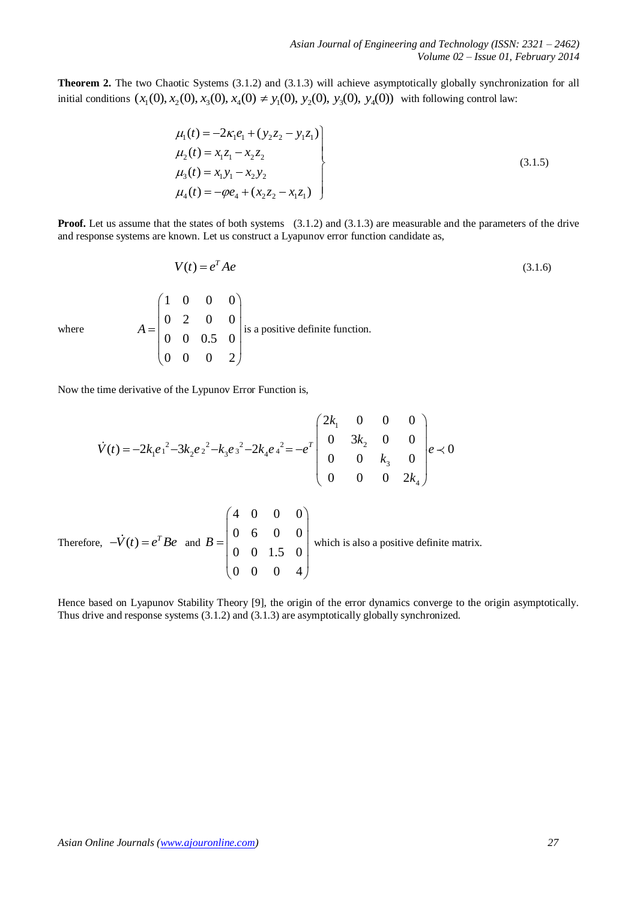**Theorem 2.** The two Chaotic Systems (3.1.2) and (3.1.3) will achieve asymptotically globally synchronization for all initial conditions $(x_1(0), x_2(0), x_3(0), x_4(0) \neq y_1(0), y_2(0), y_3(0), y_4(0))$ with following control law:

$$
\left.
\begin{aligned}
\mu_1(t) &= -2\kappa_1 e_1 + (y_2 z_2 - y_1 z_1) \\
\mu_2(t) &= x_1 z_1 - x_2 z_2 \\
\mu_3(t) &= x_1 y_1 - x_2 y_2 \\
\mu_4(t) &= -\varphi e_4 + (x_2 z_2 - x_1 z_1)
\end{aligned}
\right\} \tag{3.1.5}
$$

**Proof.** Let us assume that the states of both systems (3.1.2) and (3.1.3) are measurable and the parameters of the drive and response systems are known. Let us construct a Lyapunov error function candidate as,

$$
V(t) = e^T A e \tag{3.1.6}
$$

where $A = \begin{pmatrix} 1 & 0 & 0 & 0 \\ 0 & 2 & 0 & 0 \\ 0 & 0 & 0.5 & 0 \\ 0 & 0 & 0 & 2 \end{pmatrix}$ is a positive definite function.

Now the time derivative of the Lypunov Error Function is,

$$
\dot{V}(t) = -2k_1 e_1{}^2 - 3k_2 e_2{}^2 - k_3 e_3{}^2 - 2k_4 e_4{}^2 = -e^T \begin{pmatrix} 2k_1 & 0 & 0 & 0 \\ 0 & 3k_2 & 0 & 0 \\ 0 & 0 & k_3 & 0 \\ 0 & 0 & 0 & 2k_4 \end{pmatrix} e \prec 0
$$

Therefore, $-\dot{V}(t) = e^T B e$ and $B = \begin{pmatrix} 4 & 0 & 0 & 0 \\ 0 & 6 & 0 & 0 \\ 0 & 0 & 1.5 & 0 \\ 0 & 0 & 0 & 4 \end{pmatrix}$ which is also a positive definite matrix.

Hence based on Lyapunov Stability Theory [9], the origin of the error dynamics converge to the origin asymptotically. Thus drive and response systems (3.1.2) and (3.1.3) are asymptotically globally synchronized.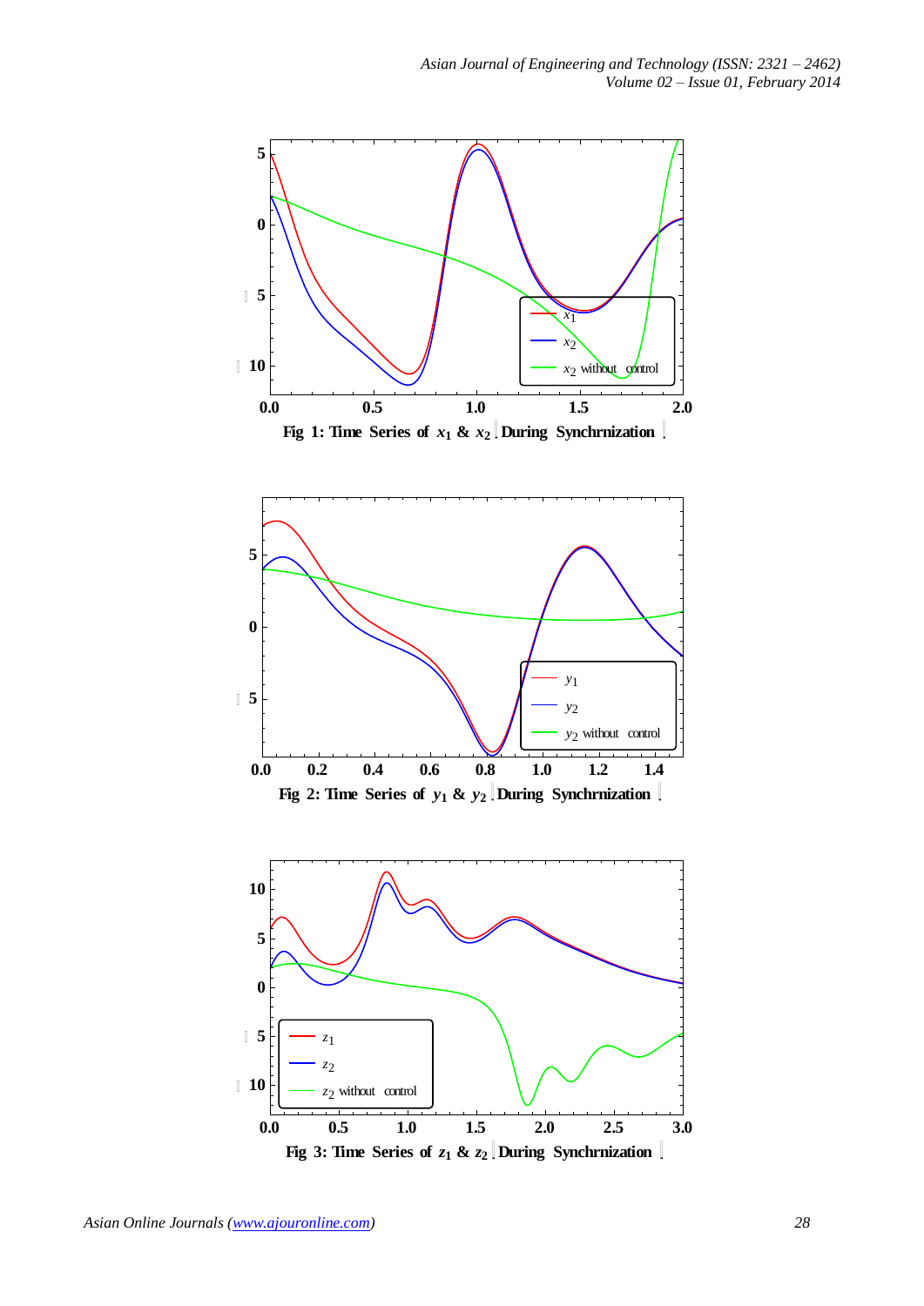Fig 1: Time Series of $x_1$ & $x_2$ During Synchrnization

Fig 2: Time Series of $y_1$ & $y_2$ During Synchrnization

Fig 3: Time Series of $z_1$ & $z_2$ During Synchrnization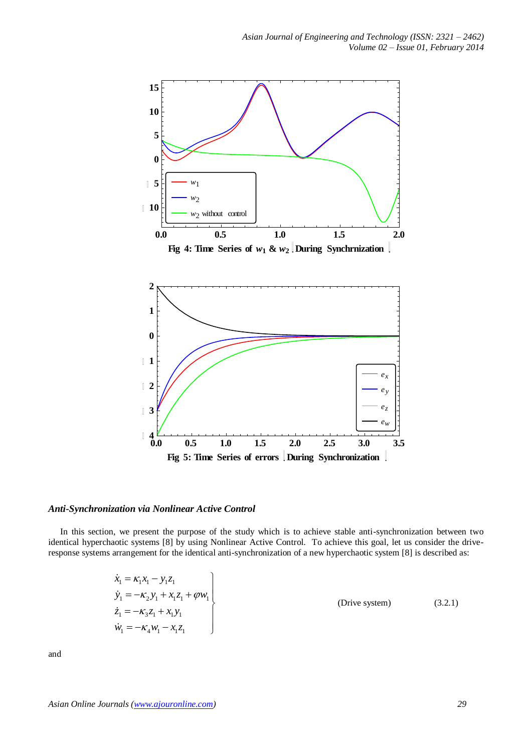Fig 4: Time Series of $w_1$ & $w_2$ During Synchrnization

Fig 5: Time Series of errors During Synchronization

### *Anti-Synchronization via Nonlinear Active Control*

In this section, we present the purpose of the study which is to achieve stable anti-synchronization between two identical hyperchaotic systems [8] by using Nonlinear Active Control. To achieve this goal, let us consider the drive-response systems arrangement for the identical anti-synchronization of a new hyperchaotic system [8] is described as:

$$
\left.
\begin{aligned}
\dot{x}_1 &= \kappa_1 x_1 - y_1 z_1 \\
\dot{y}_1 &= -\kappa_2 y_1 + x_1 z_1 + \varphi w_1 \\
\dot{z}_1 &= -\kappa_3 z_1 + x_1 y_1 \\
\dot{w}_1 &= -\kappa_4 w_1 - x_1 z_1
\end{aligned}
\right\} \qquad \text{(Drive system)} \qquad (3.2.1)
$$

and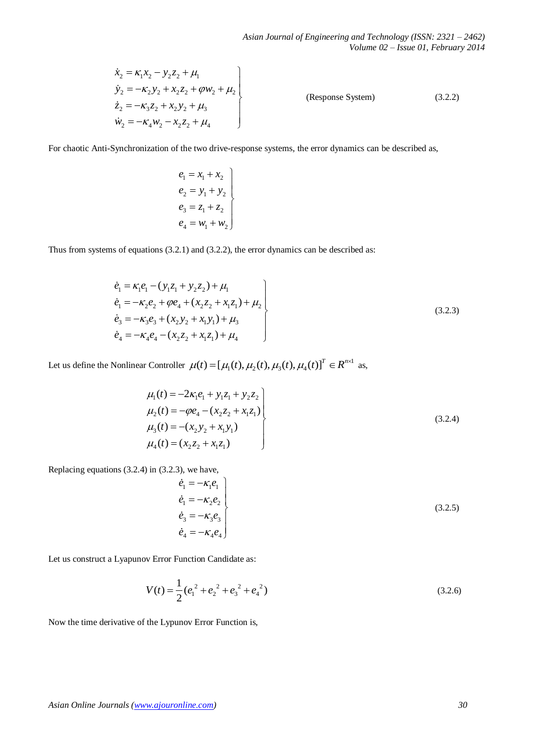$$
\left.\begin{aligned}
\dot{x}_2 &= \kappa_1 x_2 - y_2 z_2 + \mu_1 \\
\dot{y}_2 &= -\kappa_2 y_2 + x_2 z_2 + \varphi w_2 + \mu_2 \\
\dot{z}_2 &= -\kappa_3 z_2 + x_2 y_2 + \mu_3 \\
\dot{w}_2 &= -\kappa_4 w_2 - x_2 z_2 + \mu_4
\end{aligned}\right\} \qquad \text{(Response System)} \qquad (3.2.2)
$$

For chaotic Anti-Synchronization of the two drive-response systems, the error dynamics can be described as,

$$
\left.\begin{aligned}
e_1 &= x_1 + x_2 \\
e_2 &= y_1 + y_2 \\
e_3 &= z_1 + z_2 \\
e_4 &= w_1 + w_2
\end{aligned}\right\}
$$

Thus from systems of equations (3.2.1) and (3.2.2), the error dynamics can be described as:

$$
\left.\begin{aligned}
\dot{e}_1 &= \kappa_1 e_1 - (y_1 z_1 + y_2 z_2) + \mu_1 \\
\dot{e}_1 &= -\kappa_2 e_2 + \varphi e_4 + (x_2 z_2 + x_1 z_1) + \mu_2 \\
\dot{e}_3 &= -\kappa_3 e_3 + (x_2 y_2 + x_1 y_1) + \mu_3 \\
\dot{e}_4 &= -\kappa_4 e_4 - (x_2 z_2 + x_1 z_1) + \mu_4
\end{aligned}\right\} \qquad (3.2.3)
$$

Let us define the Nonlinear Controller $\mu(t) = [\mu_1(t), \mu_2(t), \mu_3(t), \mu_4(t)]^T \in R^{n\times 1}$ as,

$$
\left.\begin{aligned}
\mu_1(t) &= -2\kappa_1 e_1 + y_1 z_1 + y_2 z_2 \\
\mu_2(t) &= -\varphi e_4 - (x_2 z_2 + x_1 z_1) \\
\mu_3(t) &= -(x_2 y_2 + x_1 y_1) \\
\mu_4(t) &= (x_2 z_2 + x_1 z_1)
\end{aligned}\right\} \qquad (3.2.4)
$$

Replacing equations (3.2.4) in (3.2.3), we have,

$$
\left.\begin{aligned}
\dot{e}_1 &= -\kappa_1 e_1 \\
\dot{e}_1 &= -\kappa_2 e_2 \\
\dot{e}_3 &= -\kappa_3 e_3 \\
\dot{e}_4 &= -\kappa_4 e_4
\end{aligned}\right\} \qquad (3.2.5)
$$

Let us construct a Lyapunov Error Function Candidate as:

$$
V(t) = \frac{1}{2}(e_1^{\,2} + e_2^{\,2} + e_3^{\,2} + e_4^{\,2}) \qquad (3.2.6)
$$

Now the time derivative of the Lypunov Error Function is,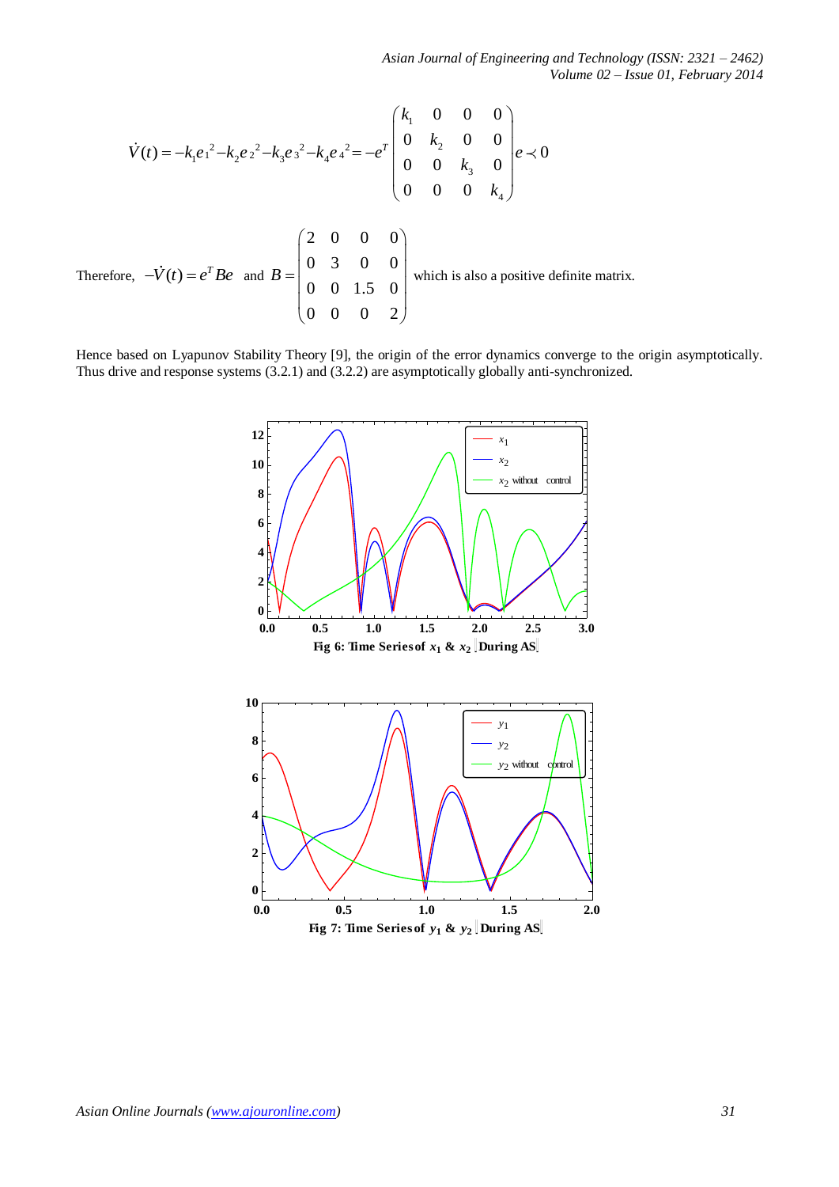$$\dot{V}(t) = -k_1 e_1^2 - k_2 e_2^2 - k_3 e_3^2 - k_4 e_4^2 = -e^T \begin{pmatrix} k_1 & 0 & 0 & 0 \\ 0 & k_2 & 0 & 0 \\ 0 & 0 & k_3 & 0 \\ 0 & 0 & 0 & k_4 \end{pmatrix} e \prec 0$$

Therefore, $-\dot{V}(t) = e^T B e$ and $B = \begin{pmatrix} 2 & 0 & 0 & 0 \\ 0 & 3 & 0 & 0 \\ 0 & 0 & 1.5 & 0 \\ 0 & 0 & 0 & 2 \end{pmatrix}$ which is also a positive definite matrix.

Hence based on Lyapunov Stability Theory [9], the origin of the error dynamics converge to the origin asymptotically. Thus drive and response systems (3.2.1) and (3.2.2) are asymptotically globally anti-synchronized.

**Fig 6: Time Series of $x_1$ & $x_2$ (During AS)**

**Fig 7: Time Series of $y_1$ & $y_2$ (During AS)**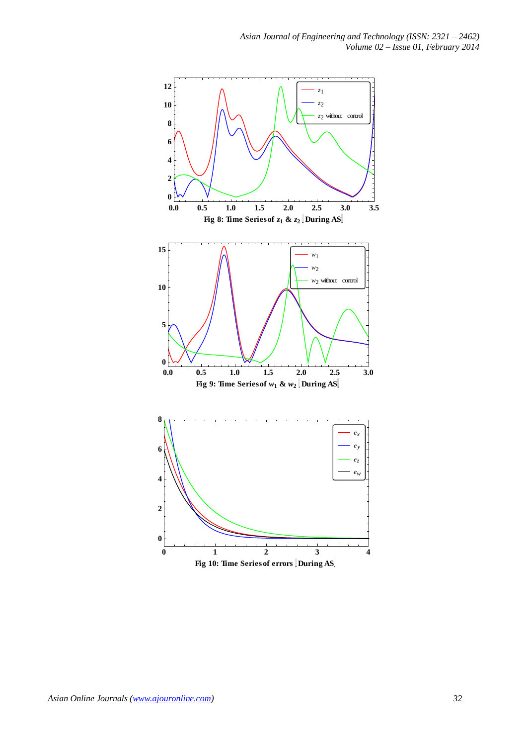Fig 8: Time Series of $z_1$ & $z_2$ During AS

Fig 9: Time Series of $w_1$ & $w_2$ During AS

Fig 10: Time Series of errors During AS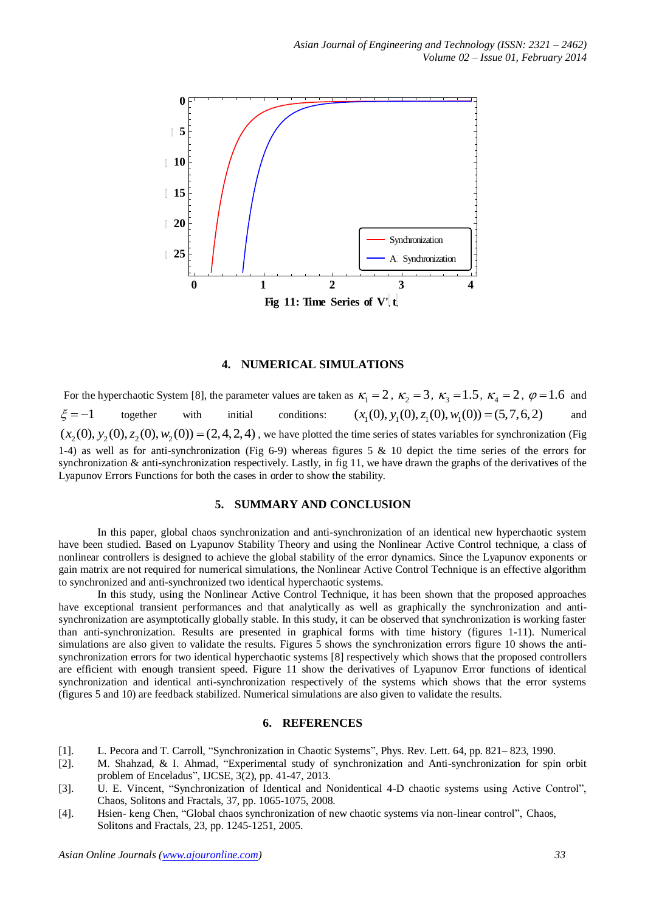**Fig 11: Time Series of V'(t)**

## 4. NUMERICAL SIMULATIONS

For the hyperchaotic System [8], the parameter values are taken as $\kappa_1 = 2$, $\kappa_2 = 3$, $\kappa_3 = 1.5$, $\kappa_4 = 2$, $\varphi = 1.6$ and $\xi = -1$ together with initial conditions: $(x_1(0), y_1(0), z_1(0), w_1(0)) = (5, 7, 6, 2)$ and $(x_2(0), y_2(0), z_2(0), w_2(0)) = (2, 4, 2, 4)$, we have plotted the time series of states variables for synchronization (Fig 1-4) as well as for anti-synchronization (Fig 6-9) whereas figures 5 & 10 depict the time series of the errors for synchronization & anti-synchronization respectively. Lastly, in fig 11, we have drawn the graphs of the derivatives of the Lyapunov Errors Functions for both the cases in order to show the stability.

## 5. SUMMARY AND CONCLUSION

In this paper, global chaos synchronization and anti-synchronization of an identical new hyperchaotic system have been studied. Based on Lyapunov Stability Theory and using the Nonlinear Active Control technique, a class of nonlinear controllers is designed to achieve the global stability of the error dynamics. Since the Lyapunov exponents or gain matrix are not required for numerical simulations, the Nonlinear Active Control Technique is an effective algorithm to synchronized and anti-synchronized two identical hyperchaotic systems.

In this study, using the Nonlinear Active Control Technique, it has been shown that the proposed approaches have exceptional transient performances and that analytically as well as graphically the synchronization and anti-synchronization are asymptotically globally stable. In this study, it can be observed that synchronization is working faster than anti-synchronization. Results are presented in graphical forms with time history (figures 1-11). Numerical simulations are also given to validate the results. Figures 5 shows the synchronization errors figure 10 shows the anti-synchronization errors for two identical hyperchaotic systems [8] respectively which shows that the proposed controllers are efficient with enough transient speed. Figure 11 show the derivatives of Lyapunov Error functions of identical synchronization and identical anti-synchronization respectively of the systems which shows that the error systems (figures 5 and 10) are feedback stabilized. Numerical simulations are also given to validate the results.

## 6. REFERENCES

[1]. L. Pecora and T. Carroll, "Synchronization in Chaotic Systems", Phys. Rev. Lett. 64, pp. 821– 823, 1990.

[2]. M. Shahzad, & I. Ahmad, "Experimental study of synchronization and Anti-synchronization for spin orbit problem of Enceladus", IJCSE, 3(2), pp. 41-47, 2013.

[3]. U. E. Vincent, "Synchronization of Identical and Nonidentical 4-D chaotic systems using Active Control", Chaos, Solitons and Fractals, 37, pp. 1065-1075, 2008.

[4]. Hsien- keng Chen, "Global chaos synchronization of new chaotic systems via non-linear control", Chaos, Solitons and Fractals, 23, pp. 1245-1251, 2005.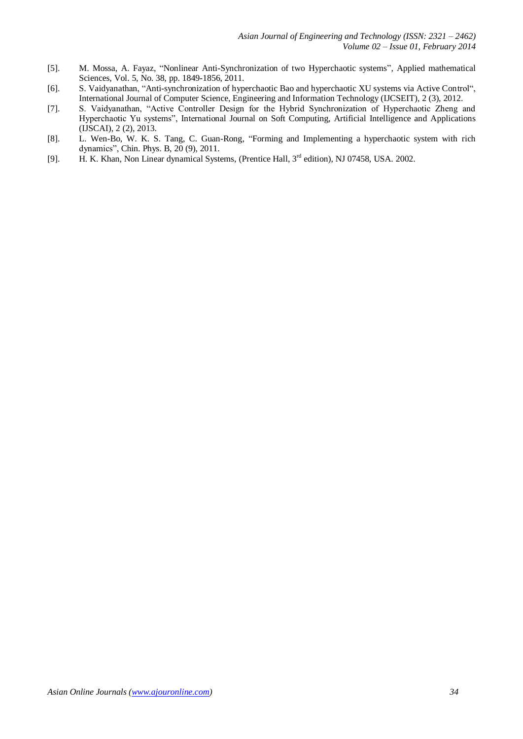[5]. M. Mossa, A. Fayaz, "Nonlinear Anti-Synchronization of two Hyperchaotic systems", Applied mathematical Sciences, Vol. 5, No. 38, pp. 1849-1856, 2011.

[6]. S. Vaidyanathan, "Anti-synchronization of hyperchaotic Bao and hyperchaotic XU systems via Active Control", International Journal of Computer Science, Engineering and Information Technology (IJCSEIT), 2 (3), 2012.

[7]. S. Vaidyanathan, "Active Controller Design for the Hybrid Synchronization of Hyperchaotic Zheng and Hyperchaotic Yu systems", International Journal on Soft Computing, Artificial Intelligence and Applications (IJSCAI), 2 (2), 2013.

[8]. L. Wen-Bo, W. K. S. Tang, C. Guan-Rong, "Forming and Implementing a hyperchaotic system with rich dynamics", Chin. Phys. B, 20 (9), 2011.

[9]. H. K. Khan, Non Linear dynamical Systems, (Prentice Hall, 3rd edition), NJ 07458, USA. 2002.